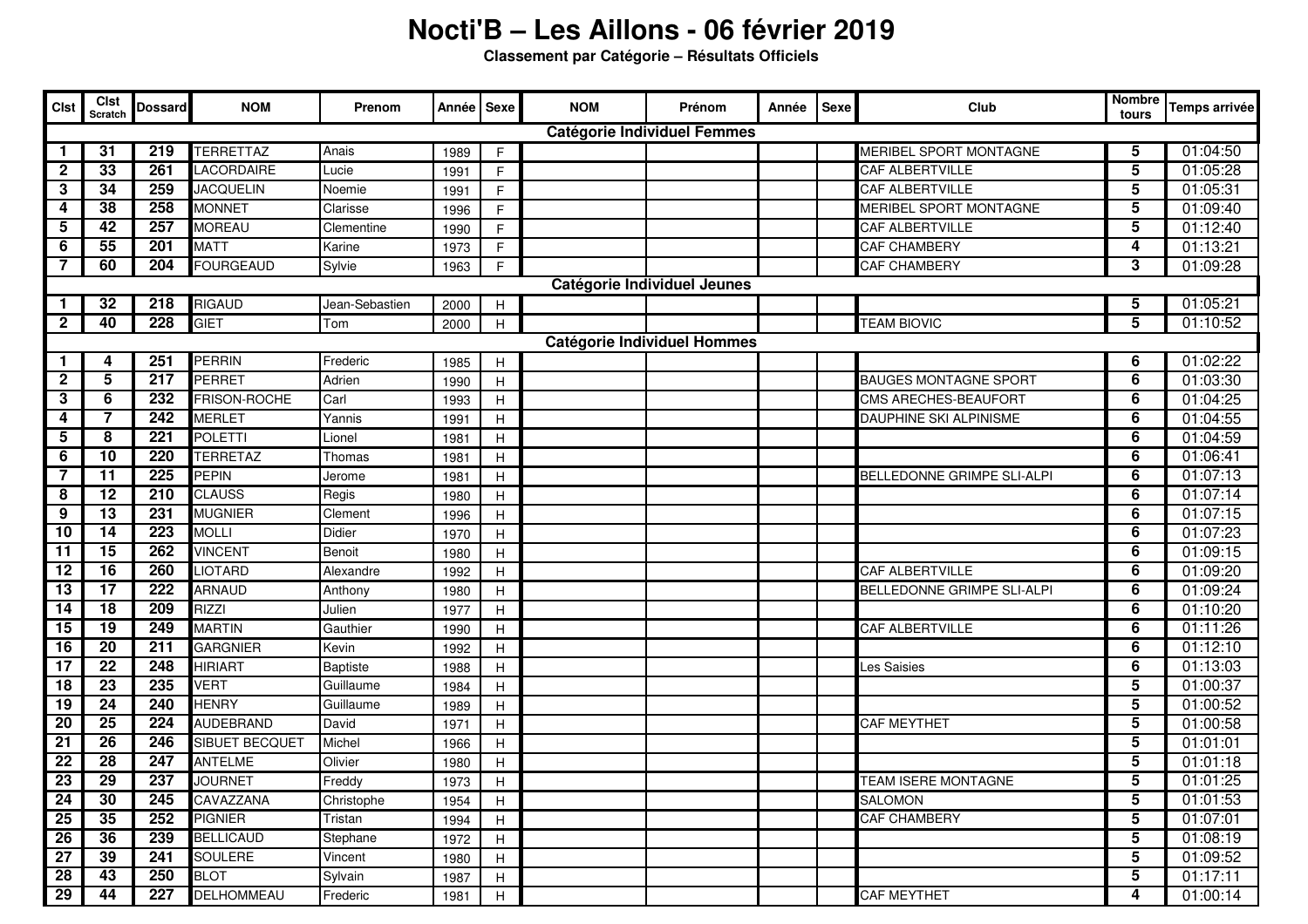# Nocti'B – Les Aillons - 06 février 2019

**Classement par Catégorie – Résultats Officiels**

| Clst | Clst Scratch | Dossard | NOM | Prenom | Année | Sexe | NOM | Prénom | Année | Sexe | Club | Nombre tours | Temps arrivée |
|---|---|---|---|---|---|---|---|---|---|---|---|---|---|
| **Catégorie Individuel Femmes** | | | | | | | | | | | | | |
| 1 | 31 | 219 | TERRETTAZ | Anais | 1989 | F | | | | | MERIBEL SPORT MONTAGNE | 5 | 01:04:50 |
| 2 | 33 | 261 | LACORDAIRE | Lucie | 1991 | F | | | | | CAF ALBERTVILLE | 5 | 01:05:28 |
| 3 | 34 | 259 | JACQUELIN | Noemie | 1991 | F | | | | | CAF ALBERTVILLE | 5 | 01:05:31 |
| 4 | 38 | 258 | MONNET | Clarisse | 1996 | F | | | | | MERIBEL SPORT MONTAGNE | 5 | 01:09:40 |
| 5 | 42 | 257 | MOREAU | Clementine | 1990 | F | | | | | CAF ALBERTVILLE | 5 | 01:12:40 |
| 6 | 55 | 201 | MATT | Karine | 1973 | F | | | | | CAF CHAMBERY | 4 | 01:13:21 |
| 7 | 60 | 204 | FOURGEAUD | Sylvie | 1963 | F | | | | | CAF CHAMBERY | 3 | 01:09:28 |
| **Catégorie Individuel Jeunes** | | | | | | | | | | | | | |
| 1 | 32 | 218 | RIGAUD | Jean-Sebastien | 2000 | H | | | | | | 5 | 01:05:21 |
| 2 | 40 | 228 | GIET | Tom | 2000 | H | | | | | TEAM BIOVIC | 5 | 01:10:52 |
| **Catégorie Individuel Hommes** | | | | | | | | | | | | | |
| 1 | 4 | 251 | PERRIN | Frederic | 1985 | H | | | | | | 6 | 01:02:22 |
| 2 | 5 | 217 | PERRET | Adrien | 1990 | H | | | | | BAUGES MONTAGNE SPORT | 6 | 01:03:30 |
| 3 | 6 | 232 | FRISON-ROCHE | Carl | 1993 | H | | | | | CMS ARECHES-BEAUFORT | 6 | 01:04:25 |
| 4 | 7 | 242 | MERLET | Yannis | 1991 | H | | | | | DAUPHINE SKI ALPINISME | 6 | 01:04:55 |
| 5 | 8 | 221 | POLETTI | Lionel | 1981 | H | | | | | | 6 | 01:04:59 |
| 6 | 10 | 220 | TERRETAZ | Thomas | 1981 | H | | | | | | 6 | 01:06:41 |
| 7 | 11 | 225 | PEPIN | Jerome | 1981 | H | | | | | BELLEDONNE GRIMPE SLI-ALPI | 6 | 01:07:13 |
| 8 | 12 | 210 | CLAUSS | Regis | 1980 | H | | | | | | 6 | 01:07:14 |
| 9 | 13 | 231 | MUGNIER | Clement | 1996 | H | | | | | | 6 | 01:07:15 |
| 10 | 14 | 223 | MOLLI | Didier | 1970 | H | | | | | | 6 | 01:07:23 |
| 11 | 15 | 262 | VINCENT | Benoit | 1980 | H | | | | | | 6 | 01:09:15 |
| 12 | 16 | 260 | LIOTARD | Alexandre | 1992 | H | | | | | CAF ALBERTVILLE | 6 | 01:09:20 |
| 13 | 17 | 222 | ARNAUD | Anthony | 1980 | H | | | | | BELLEDONNE GRIMPE SLI-ALPI | 6 | 01:09:24 |
| 14 | 18 | 209 | RIZZI | Julien | 1977 | H | | | | | | 6 | 01:10:20 |
| 15 | 19 | 249 | MARTIN | Gauthier | 1990 | H | | | | | CAF ALBERTVILLE | 6 | 01:11:26 |
| 16 | 20 | 211 | GARGNIER | Kevin | 1992 | H | | | | | | 6 | 01:12:10 |
| 17 | 22 | 248 | HIRIART | Baptiste | 1988 | H | | | | | Les Saisies | 6 | 01:13:03 |
| 18 | 23 | 235 | VERT | Guillaume | 1984 | H | | | | | | 5 | 01:00:37 |
| 19 | 24 | 240 | HENRY | Guillaume | 1989 | H | | | | | | 5 | 01:00:52 |
| 20 | 25 | 224 | AUDEBRAND | David | 1971 | H | | | | | CAF MEYTHET | 5 | 01:00:58 |
| 21 | 26 | 246 | SIBUET BECQUET | Michel | 1966 | H | | | | | | 5 | 01:01:01 |
| 22 | 28 | 247 | ANTELME | Olivier | 1980 | H | | | | | | 5 | 01:01:18 |
| 23 | 29 | 237 | JOURNET | Freddy | 1973 | H | | | | | TEAM ISERE MONTAGNE | 5 | 01:01:25 |
| 24 | 30 | 245 | CAVAZZANA | Christophe | 1954 | H | | | | | SALOMON | 5 | 01:01:53 |
| 25 | 35 | 252 | PIGNIER | Tristan | 1994 | H | | | | | CAF CHAMBERY | 5 | 01:07:01 |
| 26 | 36 | 239 | BELLICAUD | Stephane | 1972 | H | | | | | | 5 | 01:08:19 |
| 27 | 39 | 241 | SOULERE | Vincent | 1980 | H | | | | | | 5 | 01:09:52 |
| 28 | 43 | 250 | BLOT | Sylvain | 1987 | H | | | | | | 5 | 01:17:11 |
| 29 | 44 | 227 | DELHOMMEAU | Frederic | 1981 | H | | | | | CAF MEYTHET | 4 | 01:00:14 |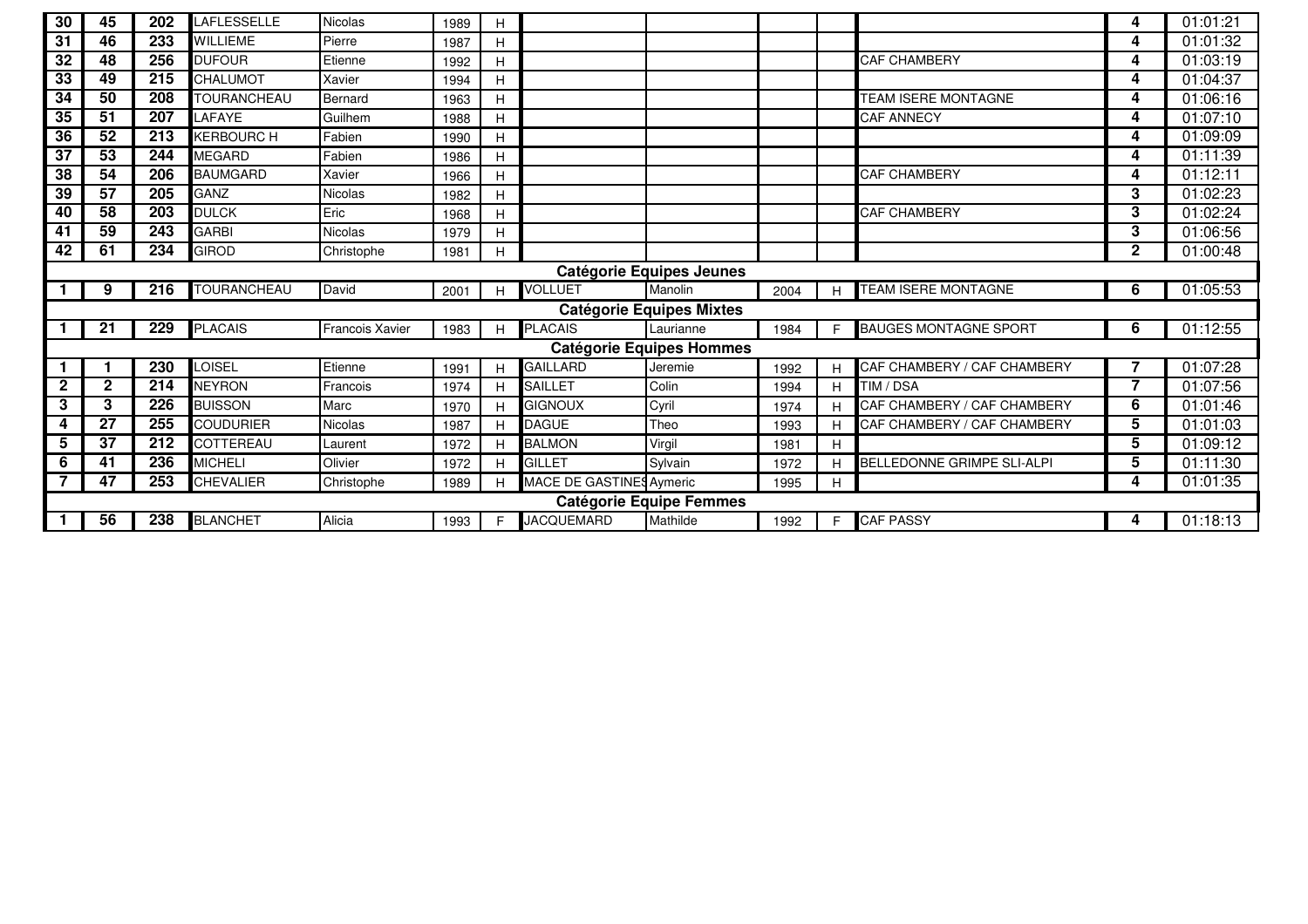| | | | | | | | | | | | | | |
|---|---|---|---|---|---|---|---|---|---|---|---|---|---|
| 30 | 45 | 202 | LAFLESSELLE | Nicolas | 1989 | H | | | | | | 4 | 01:01:21 |
| 31 | 46 | 233 | WILLIEME | Pierre | 1987 | H | | | | | | 4 | 01:01:32 |
| 32 | 48 | 256 | DUFOUR | Etienne | 1992 | H | | | | | CAF CHAMBERY | 4 | 01:03:19 |
| 33 | 49 | 215 | CHALUMOT | Xavier | 1994 | H | | | | | | 4 | 01:04:37 |
| 34 | 50 | 208 | TOURANCHEAU | Bernard | 1963 | H | | | | | TEAM ISERE MONTAGNE | 4 | 01:06:16 |
| 35 | 51 | 207 | LAFAYE | Guilhem | 1988 | H | | | | | CAF ANNECY | 4 | 01:07:10 |
| 36 | 52 | 213 | KERBOURC H | Fabien | 1990 | H | | | | | | 4 | 01:09:09 |
| 37 | 53 | 244 | MEGARD | Fabien | 1986 | H | | | | | | 4 | 01:11:39 |
| 38 | 54 | 206 | BAUMGARD | Xavier | 1966 | H | | | | | CAF CHAMBERY | 4 | 01:12:11 |
| 39 | 57 | 205 | GANZ | Nicolas | 1982 | H | | | | | | 3 | 01:02:23 |
| 40 | 58 | 203 | DULCK | Eric | 1968 | H | | | | | CAF CHAMBERY | 3 | 01:02:24 |
| 41 | 59 | 243 | GARBI | Nicolas | 1979 | H | | | | | | 3 | 01:06:56 |
| 42 | 61 | 234 | GIROD | Christophe | 1981 | H | | | | | | 2 | 01:00:48 |
| **Catégorie Equipes Jeunes** | | | | | | | | | | | | | |
| 1 | 9 | 216 | TOURANCHEAU | David | 2001 | H | VOLLUET | Manolin | 2004 | H | TEAM ISERE MONTAGNE | 6 | 01:05:53 |
| **Catégorie Equipes Mixtes** | | | | | | | | | | | | | |
| 1 | 21 | 229 | PLACAIS | Francois Xavier | 1983 | H | PLACAIS | Laurianne | 1984 | F | BAUGES MONTAGNE SPORT | 6 | 01:12:55 |
| **Catégorie Equipes Hommes** | | | | | | | | | | | | | |
| 1 | 1 | 230 | LOISEL | Etienne | 1991 | H | GAILLARD | Jeremie | 1992 | H | CAF CHAMBERY / CAF CHAMBERY | 7 | 01:07:28 |
| 2 | 2 | 214 | NEYRON | Francois | 1974 | H | SAILLET | Colin | 1994 | H | TIM / DSA | 7 | 01:07:56 |
| 3 | 3 | 226 | BUISSON | Marc | 1970 | H | GIGNOUX | Cyril | 1974 | H | CAF CHAMBERY / CAF CHAMBERY | 6 | 01:01:46 |
| 4 | 27 | 255 | COUDURIER | Nicolas | 1987 | H | DAGUE | Theo | 1993 | H | CAF CHAMBERY / CAF CHAMBERY | 5 | 01:01:03 |
| 5 | 37 | 212 | COTTEREAU | Laurent | 1972 | H | BALMON | Virgil | 1981 | H | | 5 | 01:09:12 |
| 6 | 41 | 236 | MICHELI | Olivier | 1972 | H | GILLET | Sylvain | 1972 | H | BELLEDONNE GRIMPE SLI-ALPI | 5 | 01:11:30 |
| 7 | 47 | 253 | CHEVALIER | Christophe | 1989 | H | MACE DE GASTINES | Aymeric | 1995 | H | | 4 | 01:01:35 |
| **Catégorie Equipe Femmes** | | | | | | | | | | | | | |
| 1 | 56 | 238 | BLANCHET | Alicia | 1993 | F | JACQUEMARD | Mathilde | 1992 | F | CAF PASSY | 4 | 01:18:13 |